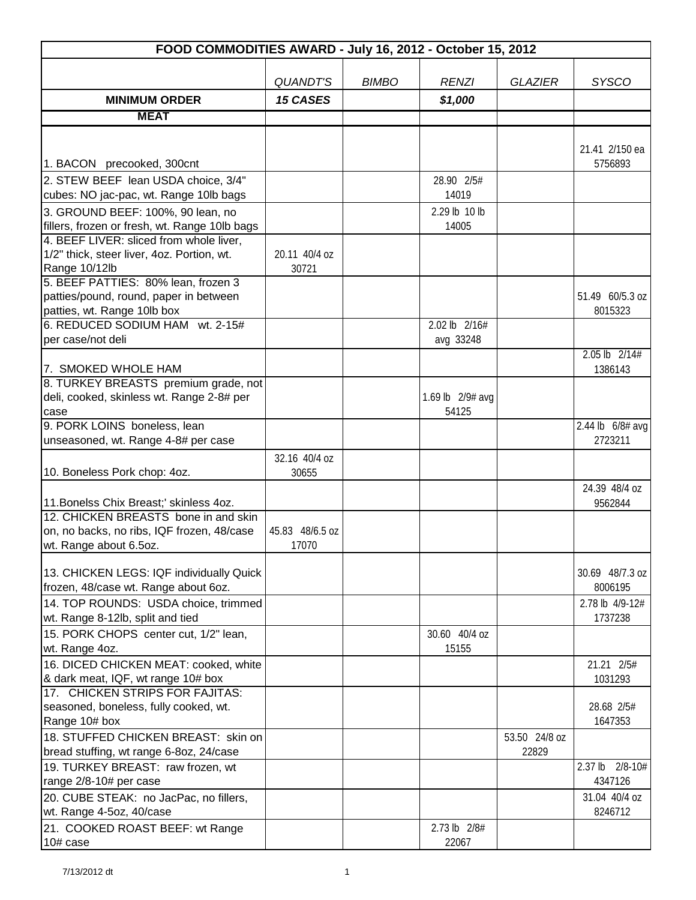| FOOD COMMODITIES AWARD - July 16, 2012 - October 15, 2012 | | | | | |
|---|---|---|---|---|---|
| | *QUANDT'S* | *BIMBO* | *RENZI* | *GLAZIER* | *SYSCO* |
| **MINIMUM ORDER** | ***15 CASES*** | | ***$1,000*** | | |
| **MEAT** | | | | | |
| 1. BACON precooked, 300cnt | | | | | 21.41 2/150 ea 5756893 |
| 2. STEW BEEF lean USDA choice, 3/4" cubes: NO jac-pac, wt. Range 10lb bags | | | 28.90 2/5# 14019 | | |
| 3. GROUND BEEF: 100%, 90 lean, no fillers, frozen or fresh, wt. Range 10lb bags | | | 2.29 lb 10 lb 14005 | | |
| 4. BEEF LIVER: sliced from whole liver, 1/2" thick, steer liver, 4oz. Portion, wt. Range 10/12lb | 20.11 40/4 oz 30721 | | | | |
| 5. BEEF PATTIES: 80% lean, frozen 3 patties/pound, round, paper in between patties, wt. Range 10lb box | | | | | 51.49 60/5.3 oz 8015323 |
| 6. REDUCED SODIUM HAM wt. 2-15# per case/not deli | | | 2.02 lb 2/16# avg 33248 | | |
| 7. SMOKED WHOLE HAM | | | | | 2.05 lb 2/14# 1386143 |
| 8. TURKEY BREASTS premium grade, not deli, cooked, skinless wt. Range 2-8# per case | | | 1.69 lb 2/9# avg 54125 | | |
| 9. PORK LOINS boneless, lean unseasoned, wt. Range 4-8# per case | | | | | 2.44 lb 6/8# avg 2723211 |
| 10. Boneless Pork chop: 4oz. | 32.16 40/4 oz 30655 | | | | |
| 11.Bonelss Chix Breast;' skinless 4oz. | | | | | 24.39 48/4 oz 9562844 |
| 12. CHICKEN BREASTS bone in and skin on, no backs, no ribs, IQF frozen, 48/case wt. Range about 6.5oz. | 45.83 48/6.5 oz 17070 | | | | |
| 13. CHICKEN LEGS: IQF individually Quick frozen, 48/case wt. Range about 6oz. | | | | | 30.69 48/7.3 oz 8006195 |
| 14. TOP ROUNDS: USDA choice, trimmed wt. Range 8-12lb, split and tied | | | | | 2.78 lb 4/9-12# 1737238 |
| 15. PORK CHOPS center cut, 1/2" lean, wt. Range 4oz. | | | 30.60 40/4 oz 15155 | | |
| 16. DICED CHICKEN MEAT: cooked, white & dark meat, IQF, wt range 10# box | | | | | 21.21 2/5# 1031293 |
| 17. CHICKEN STRIPS FOR FAJITAS: seasoned, boneless, fully cooked, wt. Range 10# box | | | | | 28.68 2/5# 1647353 |
| 18. STUFFED CHICKEN BREAST: skin on bread stuffing, wt range 6-8oz, 24/case | | | | 53.50 24/8 oz 22829 | |
| 19. TURKEY BREAST: raw frozen, wt range 2/8-10# per case | | | | | 2.37 lb 2/8-10# 4347126 |
| 20. CUBE STEAK: no JacPac, no fillers, wt. Range 4-5oz, 40/case | | | | | 31.04 40/4 oz 8246712 |
| 21. COOKED ROAST BEEF: wt Range 10# case | | | 2.73 lb 2/8# 22067 | | |

7/13/2012 dt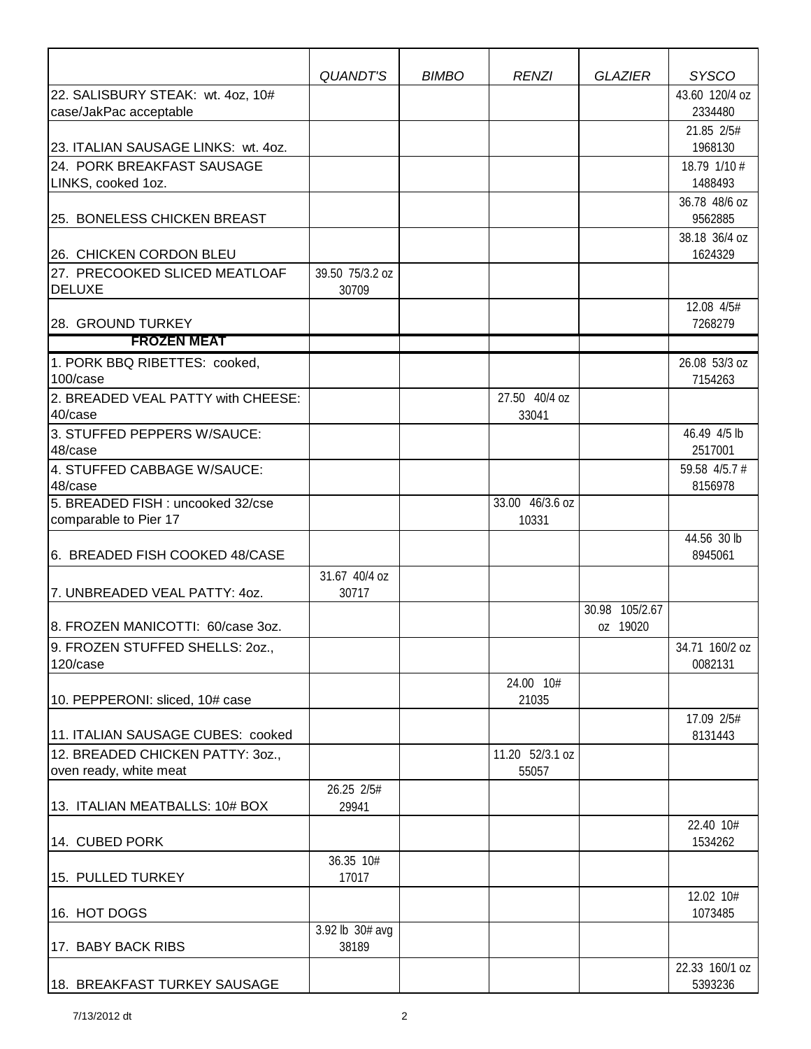| | *QUANDT'S* | *BIMBO* | *RENZI* | *GLAZIER* | *SYSCO* |
|---|---|---|---|---|---|
| 22. SALISBURY STEAK: wt. 4oz, 10# case/JakPac acceptable | | | | | 43.60 120/4 oz 2334480 |
| 23. ITALIAN SAUSAGE LINKS: wt. 4oz. | | | | | 21.85 2/5# 1968130 |
| 24. PORK BREAKFAST SAUSAGE LINKS, cooked 1oz. | | | | | 18.79 1/10 # 1488493 |
| 25. BONELESS CHICKEN BREAST | | | | | 36.78 48/6 oz 9562885 |
| 26. CHICKEN CORDON BLEU | | | | | 38.18 36/4 oz 1624329 |
| 27. PRECOOKED SLICED MEATLOAF DELUXE | 39.50 75/3.2 oz 30709 | | | | |
| 28. GROUND TURKEY | | | | | 12.08 4/5# 7268279 |
| **FROZEN MEAT** | | | | | |
| 1. PORK BBQ RIBETTES: cooked, 100/case | | | | | 26.08 53/3 oz 7154263 |
| 2. BREADED VEAL PATTY with CHEESE: 40/case | | | 27.50 40/4 oz 33041 | | |
| 3. STUFFED PEPPERS W/SAUCE: 48/case | | | | | 46.49 4/5 lb 2517001 |
| 4. STUFFED CABBAGE W/SAUCE: 48/case | | | | | 59.58 4/5.7 # 8156978 |
| 5. BREADED FISH : uncooked 32/cse comparable to Pier 17 | | | 33.00 46/3.6 oz 10331 | | |
| 6. BREADED FISH COOKED 48/CASE | | | | | 44.56 30 lb 8945061 |
| 7. UNBREADED VEAL PATTY: 4oz. | 31.67 40/4 oz 30717 | | | | |
| 8. FROZEN MANICOTTI: 60/case 3oz. | | | | 30.98 105/2.67 oz 19020 | |
| 9. FROZEN STUFFED SHELLS: 2oz., 120/case | | | | | 34.71 160/2 oz 0082131 |
| 10. PEPPERONI: sliced, 10# case | | | 24.00 10# 21035 | | |
| 11. ITALIAN SAUSAGE CUBES: cooked | | | | | 17.09 2/5# 8131443 |
| 12. BREADED CHICKEN PATTY: 3oz., oven ready, white meat | | | 11.20 52/3.1 oz 55057 | | |
| 13. ITALIAN MEATBALLS: 10# BOX | 26.25 2/5# 29941 | | | | |
| 14. CUBED PORK | | | | | 22.40 10# 1534262 |
| 15. PULLED TURKEY | 36.35 10# 17017 | | | | |
| 16. HOT DOGS | | | | | 12.02 10# 1073485 |
| 17. BABY BACK RIBS | 3.92 lb 30# avg 38189 | | | | |
| 18. BREAKFAST TURKEY SAUSAGE | | | | | 22.33 160/1 oz 5393236 |

7/13/2012 dt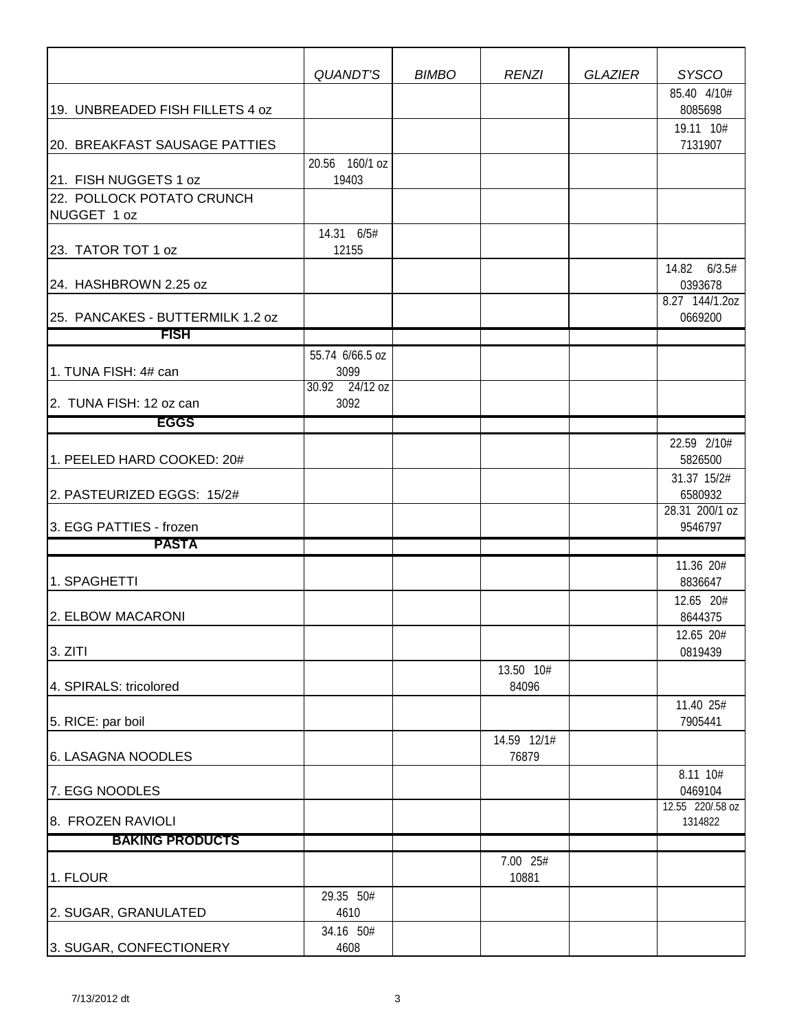| | *QUANDT'S* | *BIMBO* | *RENZI* | *GLAZIER* | *SYSCO* |
|---|---|---|---|---|---|
| 19. UNBREADED FISH FILLETS 4 oz | | | | | 85.40 4/10# 8085698 |
| 20. BREAKFAST SAUSAGE PATTIES | | | | | 19.11 10# 7131907 |
| 21. FISH NUGGETS 1 oz | 20.56 160/1 oz 19403 | | | | |
| 22. POLLOCK POTATO CRUNCH NUGGET 1 oz | | | | | |
| 23. TATOR TOT 1 oz | 14.31 6/5# 12155 | | | | |
| 24. HASHBROWN 2.25 oz | | | | | 14.82 6/3.5# 0393678 |
| 25. PANCAKES - BUTTERMILK 1.2 oz | | | | | 8.27 144/1.2oz 0669200 |
| **FISH** | | | | | |
| 1. TUNA FISH: 4# can | 55.74 6/66.5 oz 3099 | | | | |
| 2. TUNA FISH: 12 oz can | 30.92 24/12 oz 3092 | | | | |
| **EGGS** | | | | | |
| 1. PEELED HARD COOKED: 20# | | | | | 22.59 2/10# 5826500 |
| 2. PASTEURIZED EGGS: 15/2# | | | | | 31.37 15/2# 6580932 |
| 3. EGG PATTIES - frozen | | | | | 28.31 200/1 oz 9546797 |
| **PASTA** | | | | | |
| 1. SPAGHETTI | | | | | 11.36 20# 8836647 |
| 2. ELBOW MACARONI | | | | | 12.65 20# 8644375 |
| 3. ZITI | | | | | 12.65 20# 0819439 |
| 4. SPIRALS: tricolored | | | 13.50 10# 84096 | | |
| 5. RICE: par boil | | | | | 11.40 25# 7905441 |
| 6. LASAGNA NOODLES | | | 14.59 12/1# 76879 | | |
| 7. EGG NOODLES | | | | | 8.11 10# 0469104 |
| 8. FROZEN RAVIOLI | | | | | 12.55 220/.58 oz 1314822 |
| **BAKING PRODUCTS** | | | | | |
| 1. FLOUR | | | 7.00 25# 10881 | | |
| 2. SUGAR, GRANULATED | 29.35 50# 4610 | | | | |
| 3. SUGAR, CONFECTIONERY | 34.16 50# 4608 | | | | |

7/13/2012 dt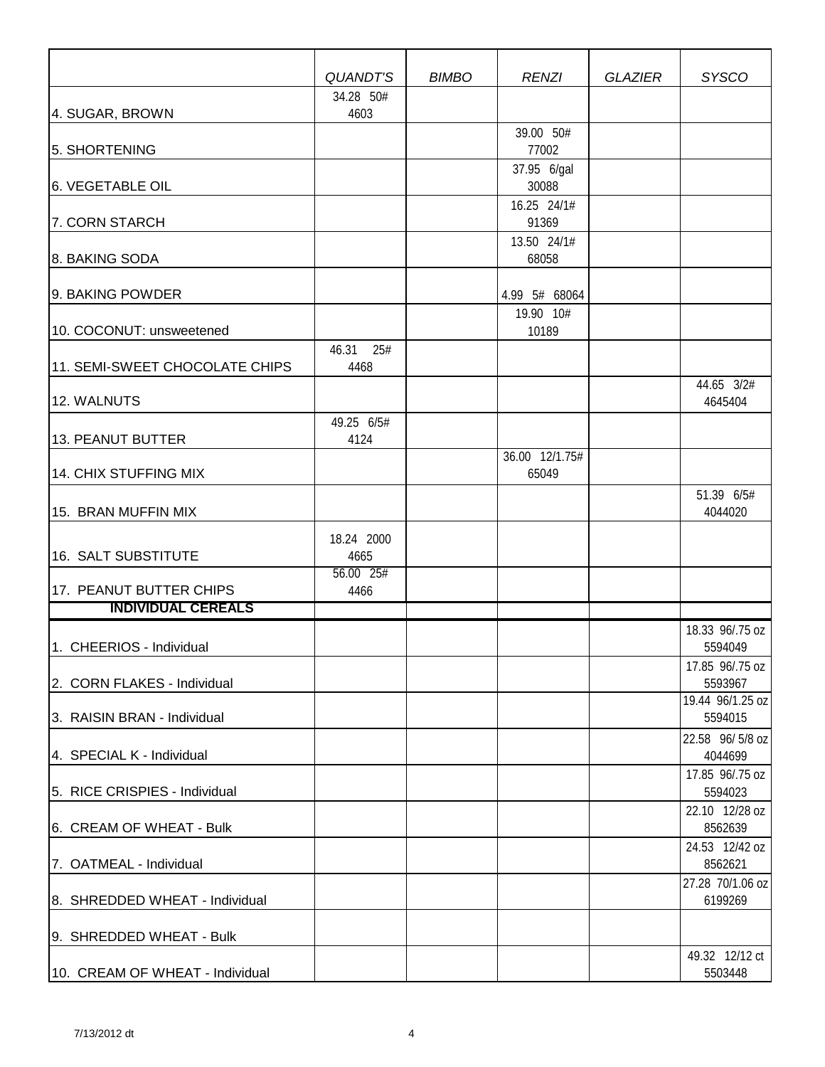| | *QUANDT'S* | *BIMBO* | *RENZI* | *GLAZIER* | *SYSCO* |
|---|---|---|---|---|---|
| 4. SUGAR, BROWN | 34.28 50# 4603 | | | | |
| 5. SHORTENING | | | 39.00 50# 77002 | | |
| 6. VEGETABLE OIL | | | 37.95 6/gal 30088 | | |
| 7. CORN STARCH | | | 16.25 24/1# 91369 | | |
| 8. BAKING SODA | | | 13.50 24/1# 68058 | | |
| 9. BAKING POWDER | | | 4.99 5# 68064 | | |
| 10. COCONUT: unsweetened | | | 19.90 10# 10189 | | |
| 11. SEMI-SWEET CHOCOLATE CHIPS | 46.31 25# 4468 | | | | |
| 12. WALNUTS | | | | | 44.65 3/2# 4645404 |
| 13. PEANUT BUTTER | 49.25 6/5# 4124 | | | | |
| 14. CHIX STUFFING MIX | | | 36.00 12/1.75# 65049 | | |
| 15. BRAN MUFFIN MIX | | | | | 51.39 6/5# 4044020 |
| 16. SALT SUBSTITUTE | 18.24 2000 4665 | | | | |
| 17. PEANUT BUTTER CHIPS | 56.00 25# 4466 | | | | |
| **INDIVIDUAL CEREALS** | | | | | |
| 1. CHEERIOS - Individual | | | | | 18.33 96/.75 oz 5594049 |
| 2. CORN FLAKES - Individual | | | | | 17.85 96/.75 oz 5593967 |
| 3. RAISIN BRAN - Individual | | | | | 19.44 96/1.25 oz 5594015 |
| 4. SPECIAL K - Individual | | | | | 22.58 96/ 5/8 oz 4044699 |
| 5. RICE CRISPIES - Individual | | | | | 17.85 96/.75 oz 5594023 |
| 6. CREAM OF WHEAT - Bulk | | | | | 22.10 12/28 oz 8562639 |
| 7. OATMEAL - Individual | | | | | 24.53 12/42 oz 8562621 |
| 8. SHREDDED WHEAT - Individual | | | | | 27.28 70/1.06 oz 6199269 |
| 9. SHREDDED WHEAT - Bulk | | | | | |
| 10. CREAM OF WHEAT - Individual | | | | | 49.32 12/12 ct 5503448 |

7/13/2012 dt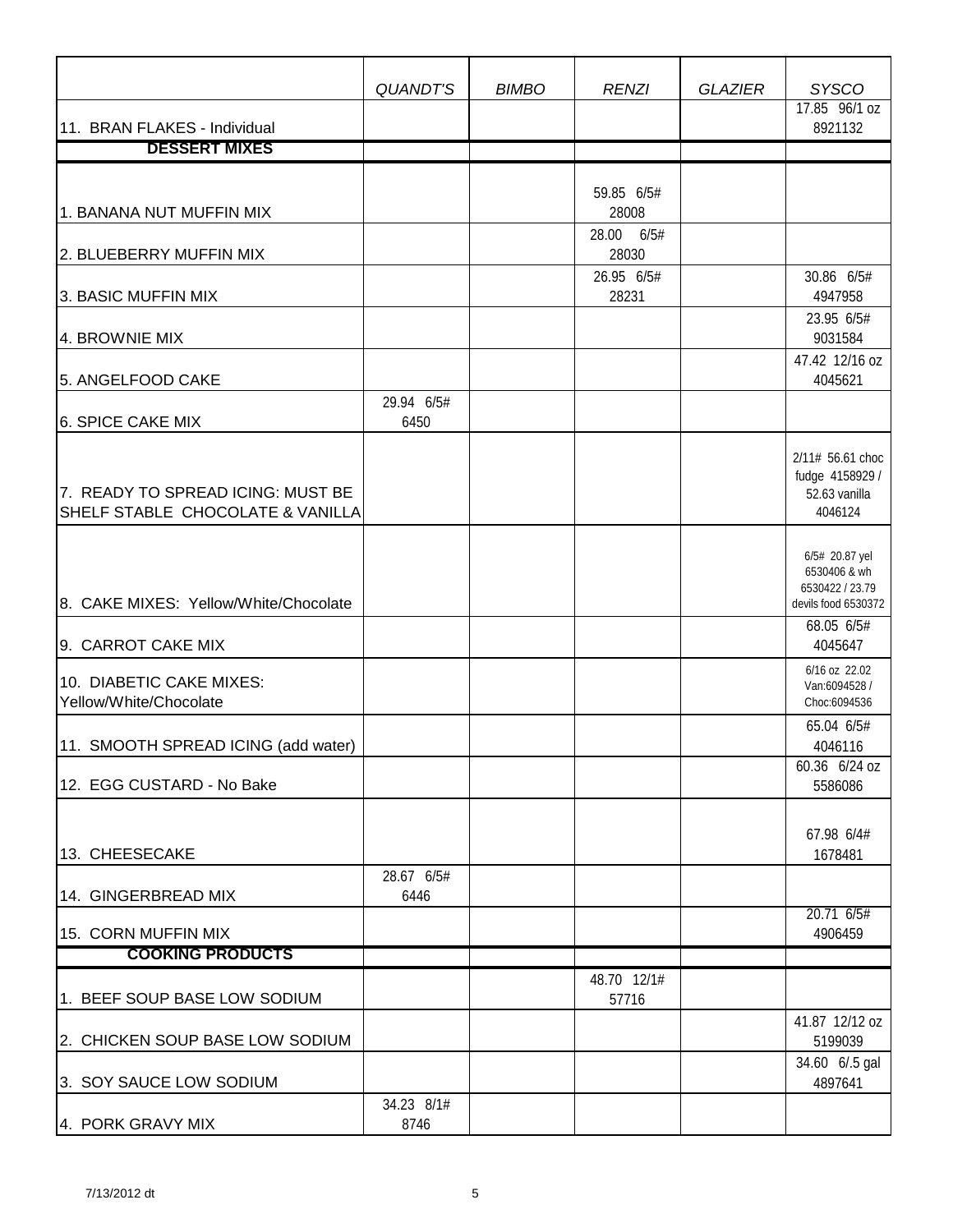| | *QUANDT'S* | *BIMBO* | *RENZI* | *GLAZIER* | *SYSCO* |
|---|---|---|---|---|---|
| 11. BRAN FLAKES - Individual | | | | | 17.85 96/1 oz 8921132 |
| **DESSERT MIXES** | | | | | |
| 1. BANANA NUT MUFFIN MIX | | | 59.85 6/5# 28008 | | |
| 2. BLUEBERRY MUFFIN MIX | | | 28.00 6/5# 28030 | | |
| 3. BASIC MUFFIN MIX | | | 26.95 6/5# 28231 | | 30.86 6/5# 4947958 |
| 4. BROWNIE MIX | | | | | 23.95 6/5# 9031584 |
| 5. ANGELFOOD CAKE | | | | | 47.42 12/16 oz 4045621 |
| 6. SPICE CAKE MIX | 29.94 6/5# 6450 | | | | |
| 7. READY TO SPREAD ICING: MUST BE SHELF STABLE CHOCOLATE & VANILLA | | | | | 2/11# 56.61 choc fudge 4158929 / 52.63 vanilla 4046124 |
| 8. CAKE MIXES: Yellow/White/Chocolate | | | | | 6/5# 20.87 yel 6530406 & wh 6530422 / 23.79 devils food 6530372 |
| 9. CARROT CAKE MIX | | | | | 68.05 6/5# 4045647 |
| 10. DIABETIC CAKE MIXES: Yellow/White/Chocolate | | | | | 6/16 oz 22.02 Van:6094528 / Choc:6094536 |
| 11. SMOOTH SPREAD ICING (add water) | | | | | 65.04 6/5# 4046116 |
| 12. EGG CUSTARD - No Bake | | | | | 60.36 6/24 oz 5586086 |
| 13. CHEESECAKE | | | | | 67.98 6/4# 1678481 |
| 14. GINGERBREAD MIX | 28.67 6/5# 6446 | | | | |
| 15. CORN MUFFIN MIX | | | | | 20.71 6/5# 4906459 |
| **COOKING PRODUCTS** | | | | | |
| 1. BEEF SOUP BASE LOW SODIUM | | | 48.70 12/1# 57716 | | |
| 2. CHICKEN SOUP BASE LOW SODIUM | | | | | 41.87 12/12 oz 5199039 |
| 3. SOY SAUCE LOW SODIUM | | | | | 34.60 6/.5 gal 4897641 |
| 4. PORK GRAVY MIX | 34.23 8/1# 8746 | | | | |

7/13/2012 dt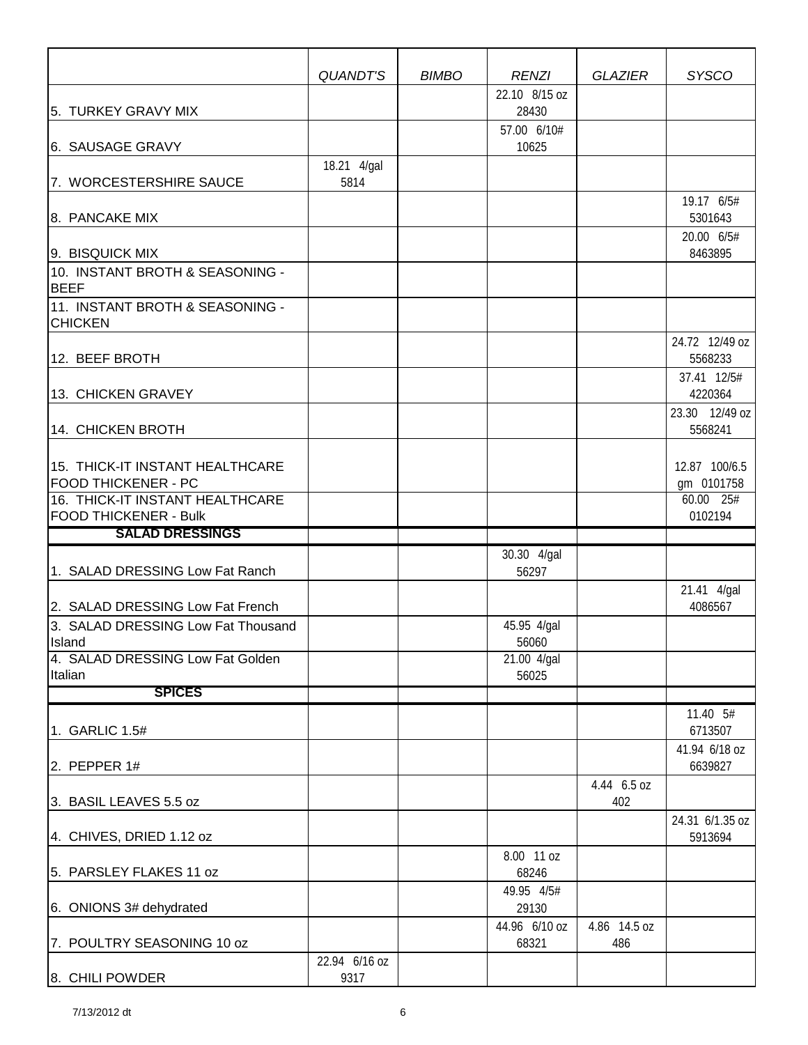| | *QUANDT'S* | *BIMBO* | *RENZI* | *GLAZIER* | *SYSCO* |
|---|---|---|---|---|---|
| 5. TURKEY GRAVY MIX | | | 22.10 8/15 oz 28430 | | |
| 6. SAUSAGE GRAVY | | | 57.00 6/10# 10625 | | |
| 7. WORCESTERSHIRE SAUCE | 18.21 4/gal 5814 | | | | |
| 8. PANCAKE MIX | | | | | 19.17 6/5# 5301643 |
| 9. BISQUICK MIX | | | | | 20.00 6/5# 8463895 |
| 10. INSTANT BROTH & SEASONING - BEEF | | | | | |
| 11. INSTANT BROTH & SEASONING - CHICKEN | | | | | |
| 12. BEEF BROTH | | | | | 24.72 12/49 oz 5568233 |
| 13. CHICKEN GRAVEY | | | | | 37.41 12/5# 4220364 |
| 14. CHICKEN BROTH | | | | | 23.30 12/49 oz 5568241 |
| 15. THICK-IT INSTANT HEALTHCARE FOOD THICKENER - PC | | | | | 12.87 100/6.5 gm 0101758 |
| 16. THICK-IT INSTANT HEALTHCARE FOOD THICKENER - Bulk | | | | | 60.00 25# 0102194 |
| **SALAD DRESSINGS** | | | | | |
| 1. SALAD DRESSING Low Fat Ranch | | | 30.30 4/gal 56297 | | |
| 2. SALAD DRESSING Low Fat French | | | | | 21.41 4/gal 4086567 |
| 3. SALAD DRESSING Low Fat Thousand Island | | | 45.95 4/gal 56060 | | |
| 4. SALAD DRESSING Low Fat Golden Italian | | | 21.00 4/gal 56025 | | |
| **SPICES** | | | | | |
| 1. GARLIC 1.5# | | | | | 11.40 5# 6713507 |
| 2. PEPPER 1# | | | | | 41.94 6/18 oz 6639827 |
| 3. BASIL LEAVES 5.5 oz | | | | 4.44 6.5 oz 402 | |
| 4. CHIVES, DRIED 1.12 oz | | | | | 24.31 6/1.35 oz 5913694 |
| 5. PARSLEY FLAKES 11 oz | | | 8.00 11 oz 68246 | | |
| 6. ONIONS 3# dehydrated | | | 49.95 4/5# 29130 | | |
| 7. POULTRY SEASONING 10 oz | | | 44.96 6/10 oz 68321 | 4.86 14.5 oz 486 | |
| 8. CHILI POWDER | 22.94 6/16 oz 9317 | | | | |

7/13/2012 dt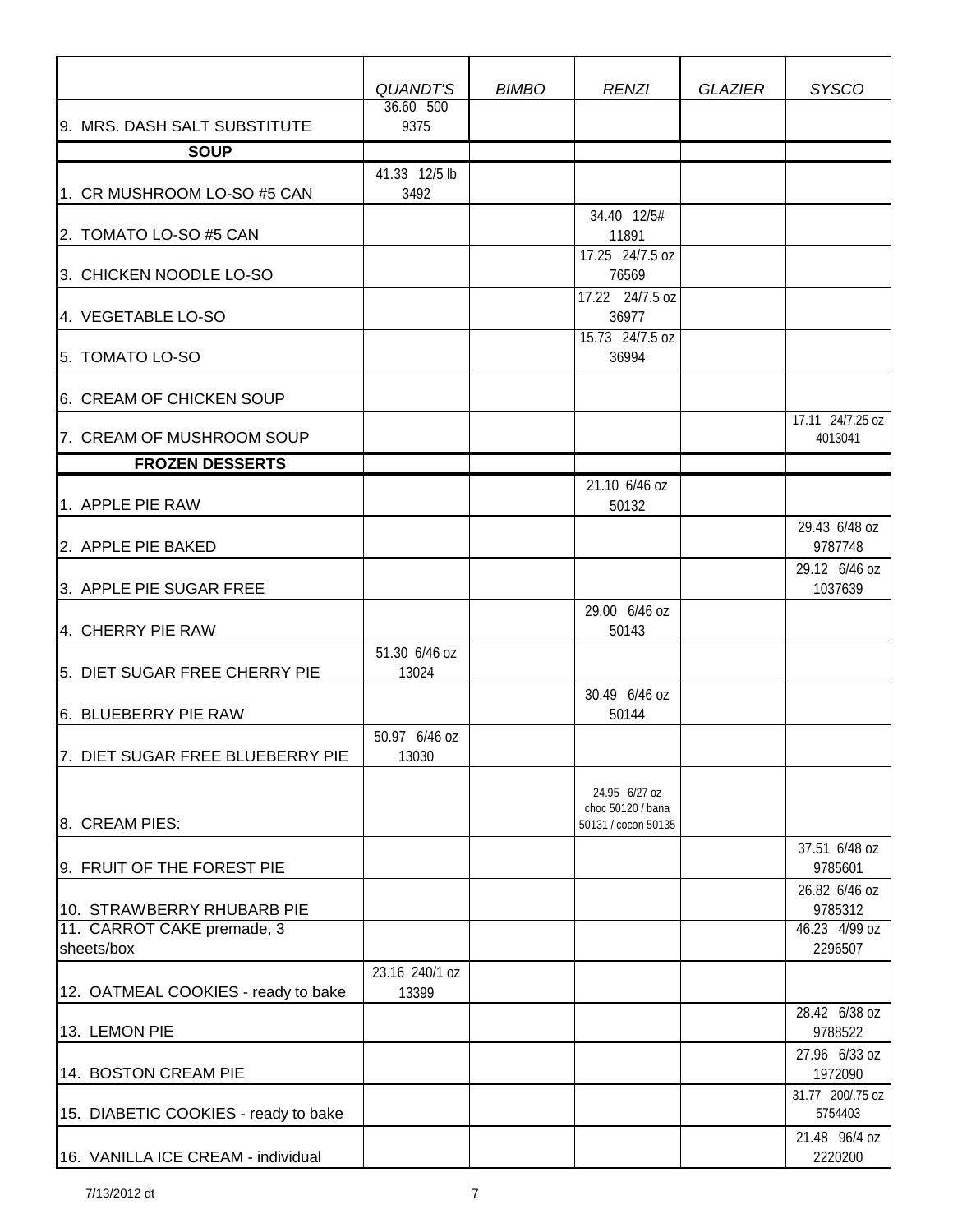| | *QUANDT'S* | *BIMBO* | *RENZI* | *GLAZIER* | *SYSCO* |
|---|---|---|---|---|---|
| 9. MRS. DASH SALT SUBSTITUTE | 36.60 500 9375 | | | | |
| **SOUP** | | | | | |
| 1. CR MUSHROOM LO-SO #5 CAN | 41.33 12/5 lb 3492 | | | | |
| 2. TOMATO LO-SO #5 CAN | | | 34.40 12/5# 11891 | | |
| 3. CHICKEN NOODLE LO-SO | | | 17.25 24/7.5 oz 76569 | | |
| 4. VEGETABLE LO-SO | | | 17.22 24/7.5 oz 36977 | | |
| 5. TOMATO LO-SO | | | 15.73 24/7.5 oz 36994 | | |
| 6. CREAM OF CHICKEN SOUP | | | | | |
| 7. CREAM OF MUSHROOM SOUP | | | | | 17.11 24/7.25 oz 4013041 |
| **FROZEN DESSERTS** | | | | | |
| 1. APPLE PIE RAW | | | 21.10 6/46 oz 50132 | | |
| 2. APPLE PIE BAKED | | | | | 29.43 6/48 oz 9787748 |
| 3. APPLE PIE SUGAR FREE | | | | | 29.12 6/46 oz 1037639 |
| 4. CHERRY PIE RAW | | | 29.00 6/46 oz 50143 | | |
| 5. DIET SUGAR FREE CHERRY PIE | 51.30 6/46 oz 13024 | | | | |
| 6. BLUEBERRY PIE RAW | | | 30.49 6/46 oz 50144 | | |
| 7. DIET SUGAR FREE BLUEBERRY PIE | 50.97 6/46 oz 13030 | | | | |
| 8. CREAM PIES: | | | 24.95 6/27 oz choc 50120 / bana 50131 / cocon 50135 | | |
| 9. FRUIT OF THE FOREST PIE | | | | | 37.51 6/48 oz 9785601 |
| 10. STRAWBERRY RHUBARB PIE | | | | | 26.82 6/46 oz 9785312 |
| 11. CARROT CAKE premade, 3 sheets/box | | | | | 46.23 4/99 oz 2296507 |
| 12. OATMEAL COOKIES - ready to bake | 23.16 240/1 oz 13399 | | | | |
| 13. LEMON PIE | | | | | 28.42 6/38 oz 9788522 |
| 14. BOSTON CREAM PIE | | | | | 27.96 6/33 oz 1972090 |
| 15. DIABETIC COOKIES - ready to bake | | | | | 31.77 200/.75 oz 5754403 |
| 16. VANILLA ICE CREAM - individual | | | | | 21.48 96/4 oz 2220200 |

7/13/2012 dt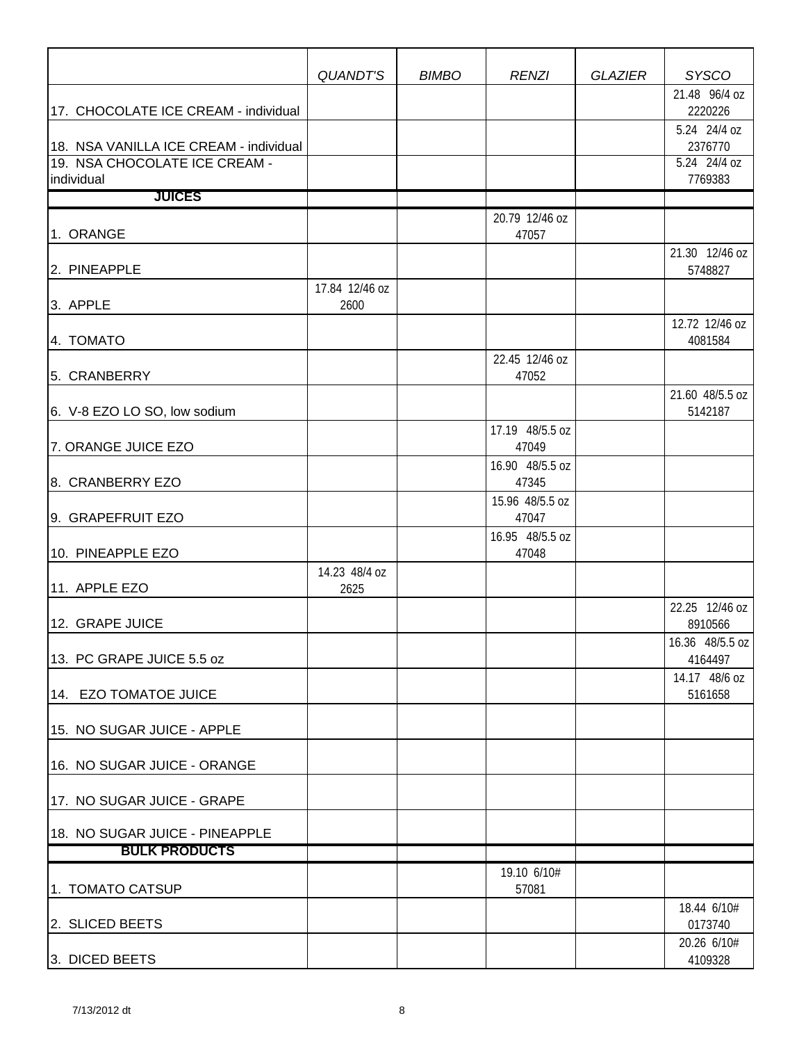| | *QUANDT'S* | *BIMBO* | *RENZI* | *GLAZIER* | *SYSCO* |
|---|---|---|---|---|---|
| 17. CHOCOLATE ICE CREAM - individual | | | | | 21.48 96/4 oz 2220226 |
| 18. NSA VANILLA ICE CREAM - individual | | | | | 5.24 24/4 oz 2376770 |
| 19. NSA CHOCOLATE ICE CREAM - individual | | | | | 5.24 24/4 oz 7769383 |
| **JUICES** | | | | | |
| 1. ORANGE | | | 20.79 12/46 oz 47057 | | |
| 2. PINEAPPLE | | | | | 21.30 12/46 oz 5748827 |
| 3. APPLE | 17.84 12/46 oz 2600 | | | | |
| 4. TOMATO | | | | | 12.72 12/46 oz 4081584 |
| 5. CRANBERRY | | | 22.45 12/46 oz 47052 | | |
| 6. V-8 EZO LO SO, low sodium | | | | | 21.60 48/5.5 oz 5142187 |
| 7. ORANGE JUICE EZO | | | 17.19 48/5.5 oz 47049 | | |
| 8. CRANBERRY EZO | | | 16.90 48/5.5 oz 47345 | | |
| 9. GRAPEFRUIT EZO | | | 15.96 48/5.5 oz 47047 | | |
| 10. PINEAPPLE EZO | | | 16.95 48/5.5 oz 47048 | | |
| 11. APPLE EZO | 14.23 48/4 oz 2625 | | | | |
| 12. GRAPE JUICE | | | | | 22.25 12/46 oz 8910566 |
| 13. PC GRAPE JUICE 5.5 oz | | | | | 16.36 48/5.5 oz 4164497 |
| 14. EZO TOMATOE JUICE | | | | | 14.17 48/6 oz 5161658 |
| 15. NO SUGAR JUICE - APPLE | | | | | |
| 16. NO SUGAR JUICE - ORANGE | | | | | |
| 17. NO SUGAR JUICE - GRAPE | | | | | |
| 18. NO SUGAR JUICE - PINEAPPLE | | | | | |
| **BULK PRODUCTS** | | | | | |
| 1. TOMATO CATSUP | | | 19.10 6/10# 57081 | | |
| 2. SLICED BEETS | | | | | 18.44 6/10# 0173740 |
| 3. DICED BEETS | | | | | 20.26 6/10# 4109328 |

7/13/2012 dt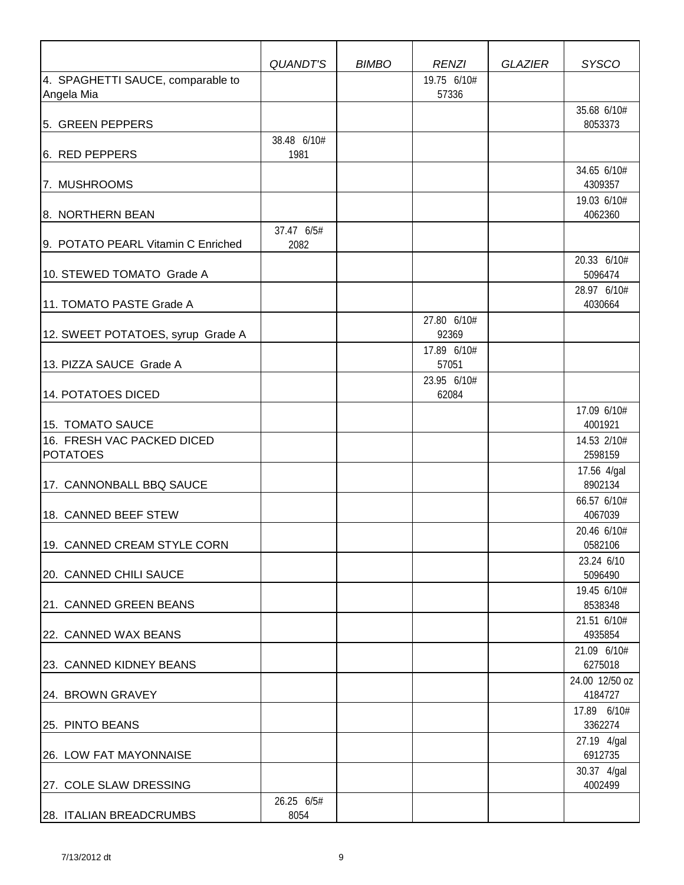| | *QUANDT'S* | *BIMBO* | *RENZI* | *GLAZIER* | *SYSCO* |
|---|---|---|---|---|---|
| 4. SPAGHETTI SAUCE, comparable to Angela Mia | | | 19.75 6/10# 57336 | | |
| 5. GREEN PEPPERS | | | | | 35.68 6/10# 8053373 |
| 6. RED PEPPERS | 38.48 6/10# 1981 | | | | |
| 7. MUSHROOMS | | | | | 34.65 6/10# 4309357 |
| 8. NORTHERN BEAN | | | | | 19.03 6/10# 4062360 |
| 9. POTATO PEARL Vitamin C Enriched | 37.47 6/5# 2082 | | | | |
| 10. STEWED TOMATO Grade A | | | | | 20.33 6/10# 5096474 |
| 11. TOMATO PASTE Grade A | | | | | 28.97 6/10# 4030664 |
| 12. SWEET POTATOES, syrup Grade A | | | 27.80 6/10# 92369 | | |
| 13. PIZZA SAUCE Grade A | | | 17.89 6/10# 57051 | | |
| 14. POTATOES DICED | | | 23.95 6/10# 62084 | | |
| 15. TOMATO SAUCE | | | | | 17.09 6/10# 4001921 |
| 16. FRESH VAC PACKED DICED POTATOES | | | | | 14.53 2/10# 2598159 |
| 17. CANNONBALL BBQ SAUCE | | | | | 17.56 4/gal 8902134 |
| 18. CANNED BEEF STEW | | | | | 66.57 6/10# 4067039 |
| 19. CANNED CREAM STYLE CORN | | | | | 20.46 6/10# 0582106 |
| 20. CANNED CHILI SAUCE | | | | | 23.24 6/10 5096490 |
| 21. CANNED GREEN BEANS | | | | | 19.45 6/10# 8538348 |
| 22. CANNED WAX BEANS | | | | | 21.51 6/10# 4935854 |
| 23. CANNED KIDNEY BEANS | | | | | 21.09 6/10# 6275018 |
| 24. BROWN GRAVEY | | | | | 24.00 12/50 oz 4184727 |
| 25. PINTO BEANS | | | | | 17.89 6/10# 3362274 |
| 26. LOW FAT MAYONNAISE | | | | | 27.19 4/gal 6912735 |
| 27. COLE SLAW DRESSING | | | | | 30.37 4/gal 4002499 |
| 28. ITALIAN BREADCRUMBS | 26.25 6/5# 8054 | | | | |

7/13/2012 dt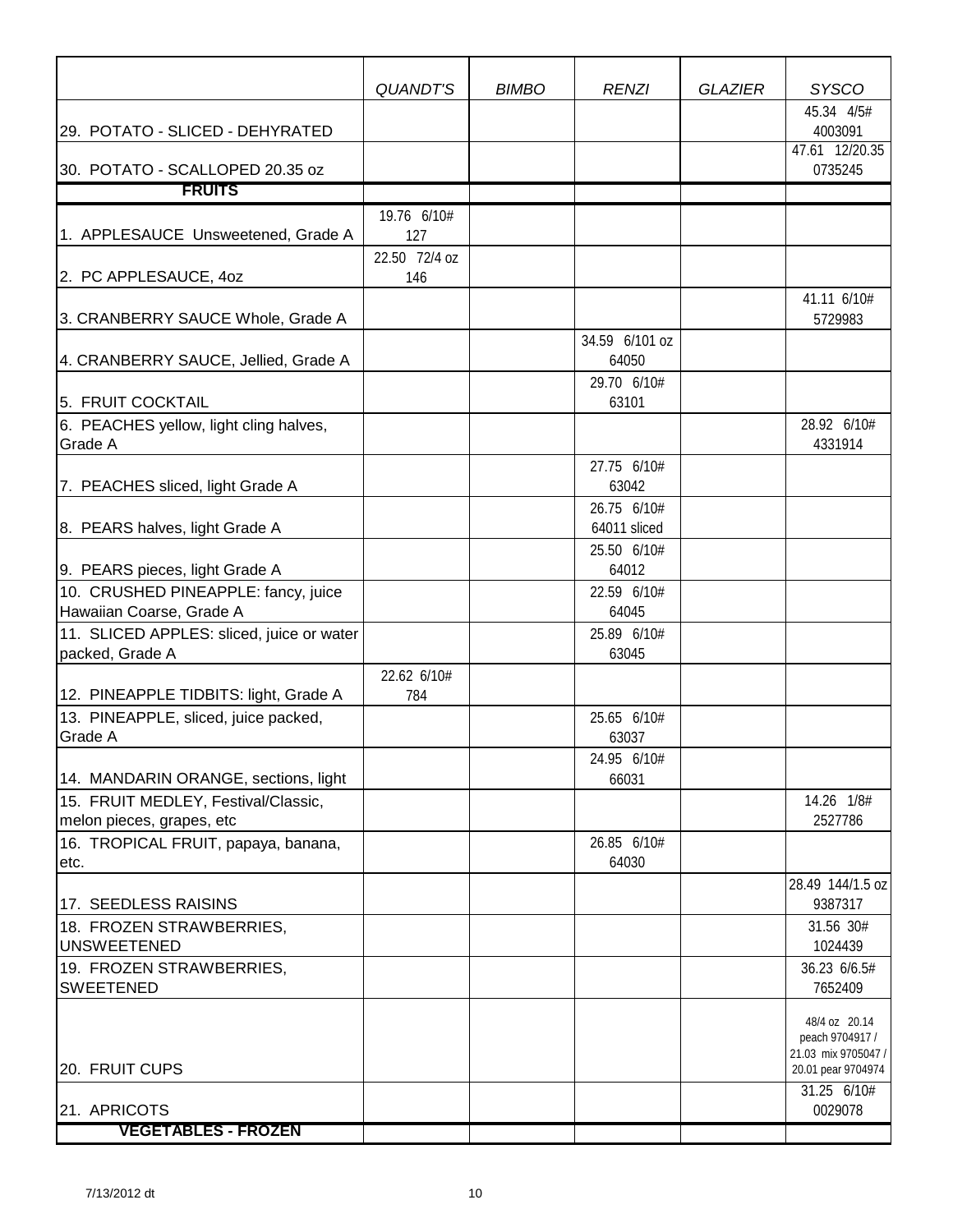| | QUANDT'S | BIMBO | RENZI | GLAZIER | SYSCO |
|---|---|---|---|---|---|
| 29. POTATO - SLICED - DEHYRATED | | | | | 45.34 4/5# 4003091 |
| 30. POTATO - SCALLOPED 20.35 oz | | | | | 47.61 12/20.35 0735245 |
| **FRUITS** | | | | | |
| 1. APPLESAUCE Unsweetened, Grade A | 19.76 6/10# 127 | | | | |
| 2. PC APPLESAUCE, 4oz | 22.50 72/4 oz 146 | | | | |
| 3. CRANBERRY SAUCE Whole, Grade A | | | | | 41.11 6/10# 5729983 |
| 4. CRANBERRY SAUCE, Jellied, Grade A | | | 34.59 6/101 oz 64050 | | |
| 5. FRUIT COCKTAIL | | | 29.70 6/10# 63101 | | |
| 6. PEACHES yellow, light cling halves, Grade A | | | | | 28.92 6/10# 4331914 |
| 7. PEACHES sliced, light Grade A | | | 27.75 6/10# 63042 | | |
| 8. PEARS halves, light Grade A | | | 26.75 6/10# 64011 sliced | | |
| 9. PEARS pieces, light Grade A | | | 25.50 6/10# 64012 | | |
| 10. CRUSHED PINEAPPLE: fancy, juice Hawaiian Coarse, Grade A | | | 22.59 6/10# 64045 | | |
| 11. SLICED APPLES: sliced, juice or water packed, Grade A | | | 25.89 6/10# 63045 | | |
| 12. PINEAPPLE TIDBITS: light, Grade A | 22.62 6/10# 784 | | | | |
| 13. PINEAPPLE, sliced, juice packed, Grade A | | | 25.65 6/10# 63037 | | |
| 14. MANDARIN ORANGE, sections, light | | | 24.95 6/10# 66031 | | |
| 15. FRUIT MEDLEY, Festival/Classic, melon pieces, grapes, etc | | | | | 14.26 1/8# 2527786 |
| 16. TROPICAL FRUIT, papaya, banana, etc. | | | 26.85 6/10# 64030 | | |
| 17. SEEDLESS RAISINS | | | | | 28.49 144/1.5 oz 9387317 |
| 18. FROZEN STRAWBERRIES, UNSWEETENED | | | | | 31.56 30# 1024439 |
| 19. FROZEN STRAWBERRIES, SWEETENED | | | | | 36.23 6/6.5# 7652409 |
| 20. FRUIT CUPS | | | | | 48/4 oz 20.14 peach 9704917 / 21.03 mix 9705047 / 20.01 pear 9704974 |
| 21. APRICOTS | | | | | 31.25 6/10# 0029078 |
| **VEGETABLES - FROZEN** | | | | | |

7/13/2012 dt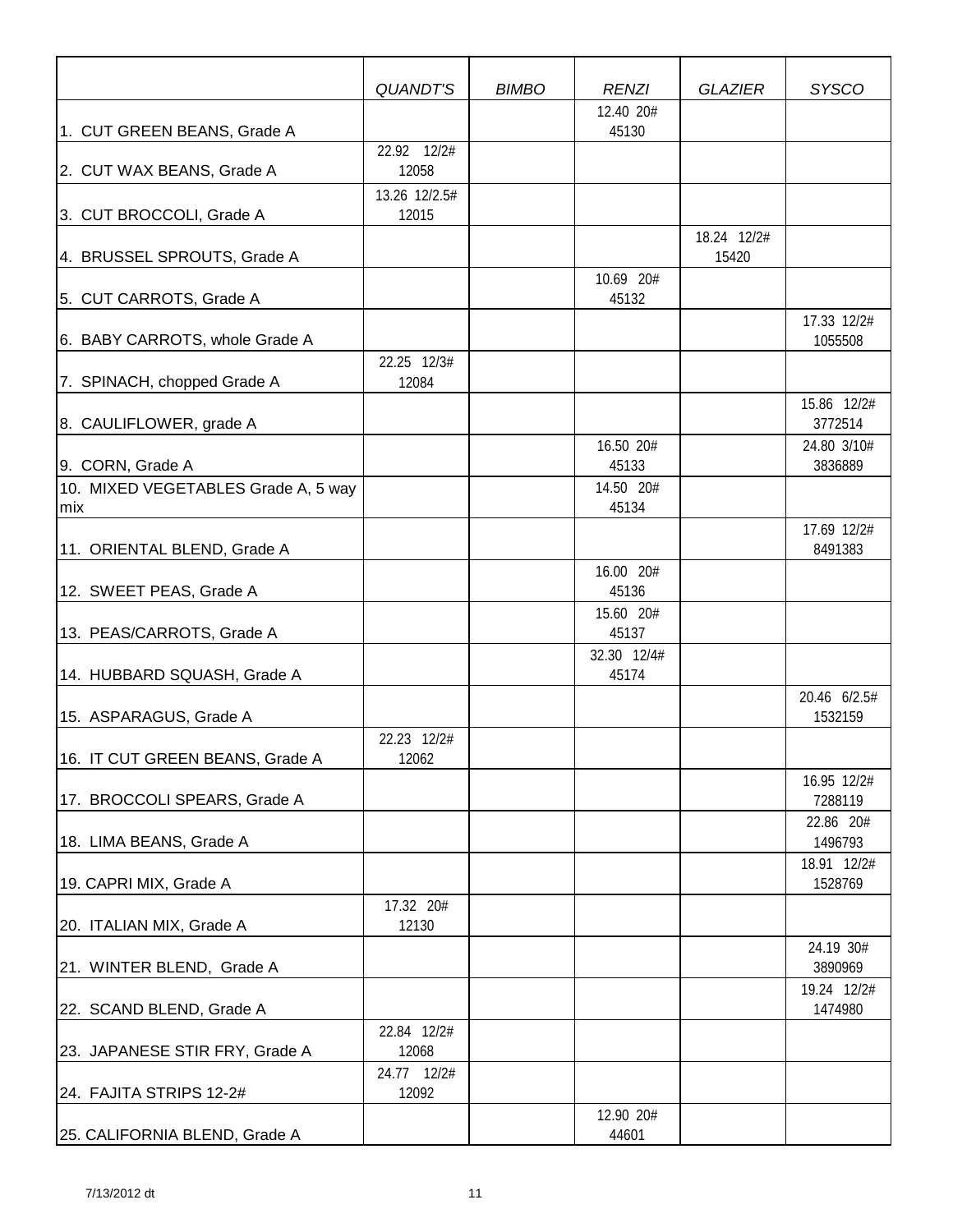| | *QUANDT'S* | *BIMBO* | *RENZI* | *GLAZIER* | *SYSCO* |
|---|---|---|---|---|---|
| 1. CUT GREEN BEANS, Grade A | | | 12.40 20# 45130 | | |
| 2. CUT WAX BEANS, Grade A | 22.92 12/2# 12058 | | | | |
| 3. CUT BROCCOLI, Grade A | 13.26 12/2.5# 12015 | | | | |
| 4. BRUSSEL SPROUTS, Grade A | | | | 18.24 12/2# 15420 | |
| 5. CUT CARROTS, Grade A | | | 10.69 20# 45132 | | |
| 6. BABY CARROTS, whole Grade A | | | | | 17.33 12/2# 1055508 |
| 7. SPINACH, chopped Grade A | 22.25 12/3# 12084 | | | | |
| 8. CAULIFLOWER, grade A | | | | | 15.86 12/2# 3772514 |
| 9. CORN, Grade A | | | 16.50 20# 45133 | | 24.80 3/10# 3836889 |
| 10. MIXED VEGETABLES Grade A, 5 way mix | | | 14.50 20# 45134 | | |
| 11. ORIENTAL BLEND, Grade A | | | | | 17.69 12/2# 8491383 |
| 12. SWEET PEAS, Grade A | | | 16.00 20# 45136 | | |
| 13. PEAS/CARROTS, Grade A | | | 15.60 20# 45137 | | |
| 14. HUBBARD SQUASH, Grade A | | | 32.30 12/4# 45174 | | |
| 15. ASPARAGUS, Grade A | | | | | 20.46 6/2.5# 1532159 |
| 16. IT CUT GREEN BEANS, Grade A | 22.23 12/2# 12062 | | | | |
| 17. BROCCOLI SPEARS, Grade A | | | | | 16.95 12/2# 7288119 |
| 18. LIMA BEANS, Grade A | | | | | 22.86 20# 1496793 |
| 19. CAPRI MIX, Grade A | | | | | 18.91 12/2# 1528769 |
| 20. ITALIAN MIX, Grade A | 17.32 20# 12130 | | | | |
| 21. WINTER BLEND, Grade A | | | | | 24.19 30# 3890969 |
| 22. SCAND BLEND, Grade A | | | | | 19.24 12/2# 1474980 |
| 23. JAPANESE STIR FRY, Grade A | 22.84 12/2# 12068 | | | | |
| 24. FAJITA STRIPS 12-2# | 24.77 12/2# 12092 | | | | |
| 25. CALIFORNIA BLEND, Grade A | | | 12.90 20# 44601 | | |

7/13/2012 dt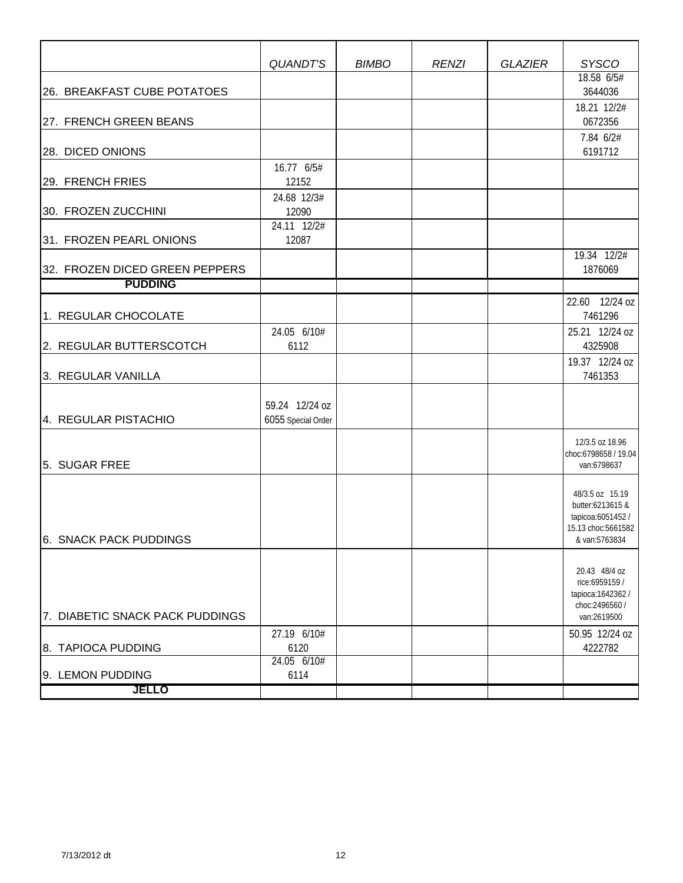| | *QUANDT'S* | *BIMBO* | *RENZI* | *GLAZIER* | *SYSCO* |
|---|---|---|---|---|---|
| 26. BREAKFAST CUBE POTATOES | | | | | 18.58 6/5# 3644036 |
| 27. FRENCH GREEN BEANS | | | | | 18.21 12/2# 0672356 |
| 28. DICED ONIONS | | | | | 7.84 6/2# 6191712 |
| 29. FRENCH FRIES | 16.77 6/5# 12152 | | | | |
| 30. FROZEN ZUCCHINI | 24.68 12/3# 12090 | | | | |
| 31. FROZEN PEARL ONIONS | 24.11 12/2# 12087 | | | | |
| 32. FROZEN DICED GREEN PEPPERS | | | | | 19.34 12/2# 1876069 |
| **PUDDING** | | | | | |
| 1. REGULAR CHOCOLATE | | | | | 22.60 12/24 oz 7461296 |
| 2. REGULAR BUTTERSCOTCH | 24.05 6/10# 6112 | | | | 25.21 12/24 oz 4325908 |
| 3. REGULAR VANILLA | | | | | 19.37 12/24 oz 7461353 |
| 4. REGULAR PISTACHIO | 59.24 12/24 oz 6055 Special Order | | | | |
| 5. SUGAR FREE | | | | | 12/3.5 oz 18.96 choc:6798658 / 19.04 van:6798637 |
| 6. SNACK PACK PUDDINGS | | | | | 48/3.5 oz 15.19 butter:6213615 & tapicoa:6051452 / 15.13 choc:5661582 & van:5763834 |
| 7. DIABETIC SNACK PACK PUDDINGS | | | | | 20.43 48/4 oz rice:6959159 / tapioca:1642362 / choc:2496560 / van:2619500 |
| 8. TAPIOCA PUDDING | 27.19 6/10# 6120 | | | | 50.95 12/24 oz 4222782 |
| 9. LEMON PUDDING | 24.05 6/10# 6114 | | | | |
| **JELLO** | | | | | |

7/13/2012 dt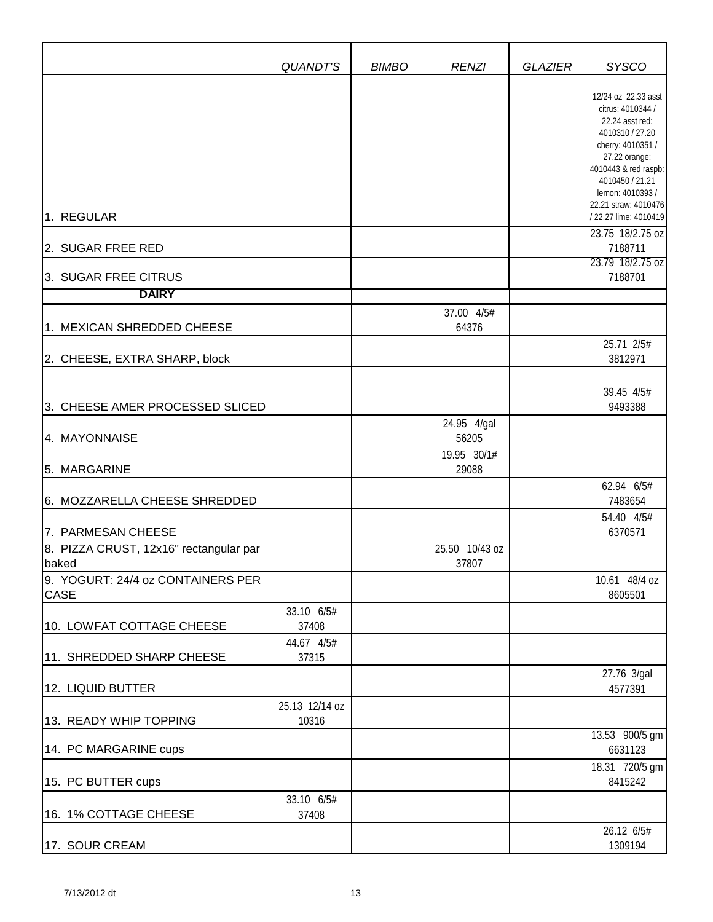| | *QUANDT'S* | *BIMBO* | *RENZI* | *GLAZIER* | *SYSCO* |
|---|---|---|---|---|---|
| 1. REGULAR | | | | | 12/24 oz 22.33 asst citrus: 4010344 / 22.24 asst red: 4010310 / 27.20 cherry: 4010351 / 27.22 orange: 4010443 & red raspb: 4010450 / 21.21 lemon: 4010393 / 22.21 straw: 4010476 / 22.27 lime: 4010419 |
| 2. SUGAR FREE RED | | | | | 23.75 18/2.75 oz 7188711 |
| 3. SUGAR FREE CITRUS | | | | | 23.79 18/2.75 oz 7188701 |
| **DAIRY** | | | | | |
| 1. MEXICAN SHREDDED CHEESE | | | 37.00 4/5# 64376 | | |
| 2. CHEESE, EXTRA SHARP, block | | | | | 25.71 2/5# 3812971 |
| 3. CHEESE AMER PROCESSED SLICED | | | | | 39.45 4/5# 9493388 |
| 4. MAYONNAISE | | | 24.95 4/gal 56205 | | |
| 5. MARGARINE | | | 19.95 30/1# 29088 | | |
| 6. MOZZARELLA CHEESE SHREDDED | | | | | 62.94 6/5# 7483654 |
| 7. PARMESAN CHEESE | | | | | 54.40 4/5# 6370571 |
| 8. PIZZA CRUST, 12x16" rectangular par baked | | | 25.50 10/43 oz 37807 | | |
| 9. YOGURT: 24/4 oz CONTAINERS PER CASE | | | | | 10.61 48/4 oz 8605501 |
| 10. LOWFAT COTTAGE CHEESE | 33.10 6/5# 37408 | | | | |
| 11. SHREDDED SHARP CHEESE | 44.67 4/5# 37315 | | | | |
| 12. LIQUID BUTTER | | | | | 27.76 3/gal 4577391 |
| 13. READY WHIP TOPPING | 25.13 12/14 oz 10316 | | | | |
| 14. PC MARGARINE cups | | | | | 13.53 900/5 gm 6631123 |
| 15. PC BUTTER cups | | | | | 18.31 720/5 gm 8415242 |
| 16. 1% COTTAGE CHEESE | 33.10 6/5# 37408 | | | | |
| 17. SOUR CREAM | | | | | 26.12 6/5# 1309194 |

7/13/2012 dt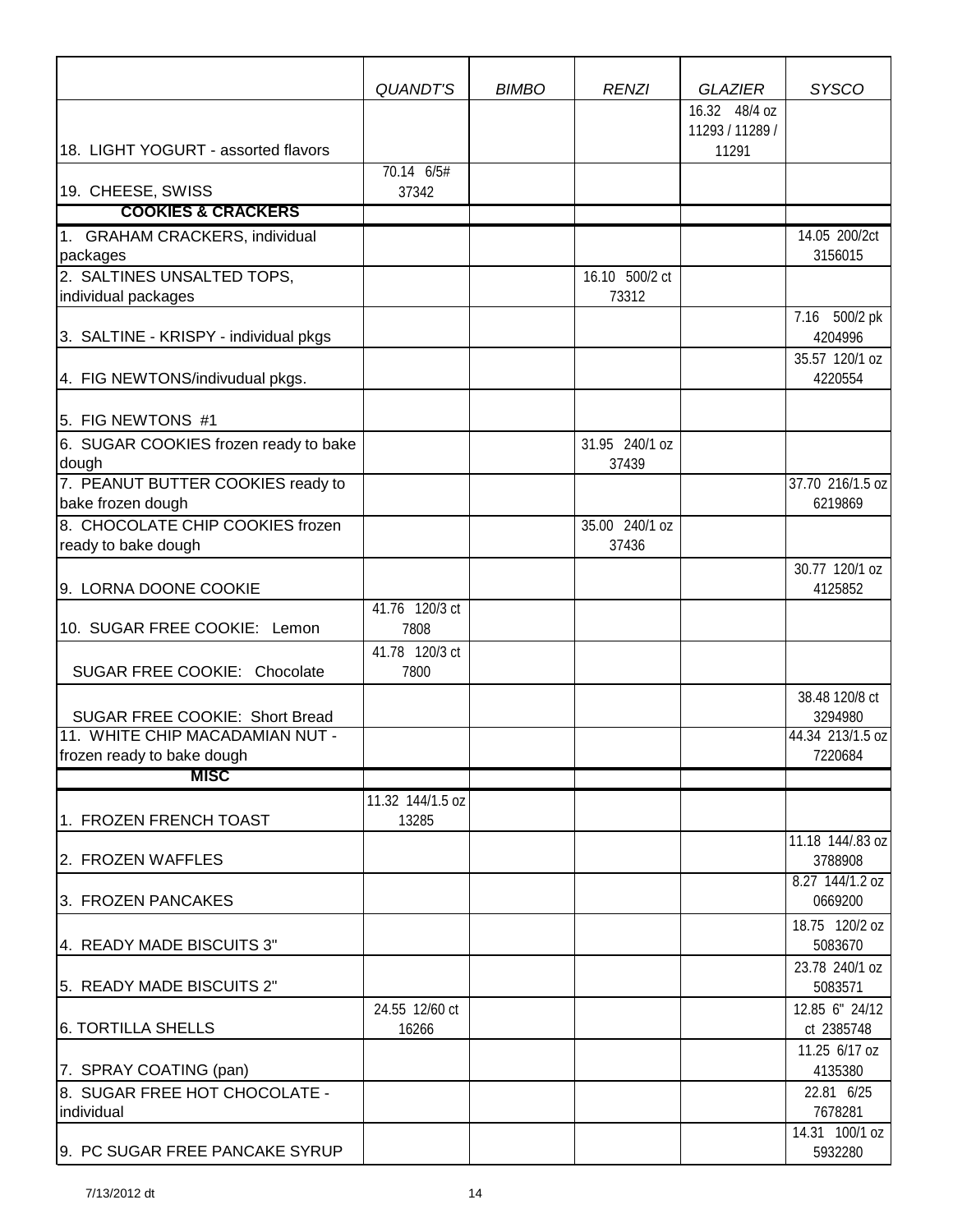| | QUANDT'S | BIMBO | RENZI | GLAZIER | SYSCO |
|---|---|---|---|---|---|
| 18. LIGHT YOGURT - assorted flavors | | | | 16.32 48/4 oz 11293 / 11289 / 11291 | |
| 19. CHEESE, SWISS | 70.14 6/5# 37342 | | | | |
| **COOKIES & CRACKERS** | | | | | |
| 1. GRAHAM CRACKERS, individual packages | | | | | 14.05 200/2ct 3156015 |
| 2. SALTINES UNSALTED TOPS, individual packages | | | 16.10 500/2 ct 73312 | | |
| 3. SALTINE - KRISPY - individual pkgs | | | | | 7.16 500/2 pk 4204996 |
| 4. FIG NEWTONS/indivudual pkgs. | | | | | 35.57 120/1 oz 4220554 |
| 5. FIG NEWTONS #1 | | | | | |
| 6. SUGAR COOKIES frozen ready to bake dough | | | 31.95 240/1 oz 37439 | | |
| 7. PEANUT BUTTER COOKIES ready to bake frozen dough | | | | | 37.70 216/1.5 oz 6219869 |
| 8. CHOCOLATE CHIP COOKIES frozen ready to bake dough | | | 35.00 240/1 oz 37436 | | |
| 9. LORNA DOONE COOKIE | | | | | 30.77 120/1 oz 4125852 |
| 10. SUGAR FREE COOKIE: Lemon | 41.76 120/3 ct 7808 | | | | |
| SUGAR FREE COOKIE: Chocolate | 41.78 120/3 ct 7800 | | | | |
| SUGAR FREE COOKIE: Short Bread | | | | | 38.48 120/8 ct 3294980 |
| 11. WHITE CHIP MACADAMIAN NUT - frozen ready to bake dough | | | | | 44.34 213/1.5 oz 7220684 |
| **MISC** | | | | | |
| 1. FROZEN FRENCH TOAST | 11.32 144/1.5 oz 13285 | | | | |
| 2. FROZEN WAFFLES | | | | | 11.18 144/.83 oz 3788908 |
| 3. FROZEN PANCAKES | | | | | 8.27 144/1.2 oz 0669200 |
| 4. READY MADE BISCUITS 3" | | | | | 18.75 120/2 oz 5083670 |
| 5. READY MADE BISCUITS 2" | | | | | 23.78 240/1 oz 5083571 |
| 6. TORTILLA SHELLS | 24.55 12/60 ct 16266 | | | | 12.85 6" 24/12 ct 2385748 |
| 7. SPRAY COATING (pan) | | | | | 11.25 6/17 oz 4135380 |
| 8. SUGAR FREE HOT CHOCOLATE - individual | | | | | 22.81 6/25 7678281 |
| 9. PC SUGAR FREE PANCAKE SYRUP | | | | | 14.31 100/1 oz 5932280 |

7/13/2012 dt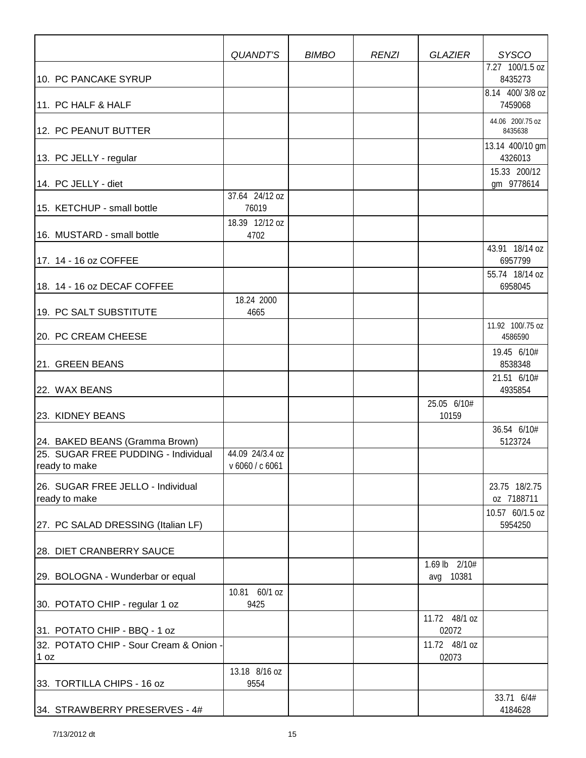| | *QUANDT'S* | *BIMBO* | *RENZI* | *GLAZIER* | *SYSCO* |
|---|---|---|---|---|---|
| 10. PC PANCAKE SYRUP | | | | | 7.27 100/1.5 oz 8435273 |
| 11. PC HALF & HALF | | | | | 8.14 400/ 3/8 oz 7459068 |
| 12. PC PEANUT BUTTER | | | | | 44.06 200/.75 oz 8435638 |
| 13. PC JELLY - regular | | | | | 13.14 400/10 gm 4326013 |
| 14. PC JELLY - diet | | | | | 15.33 200/12 gm 9778614 |
| 15. KETCHUP - small bottle | 37.64 24/12 oz 76019 | | | | |
| 16. MUSTARD - small bottle | 18.39 12/12 oz 4702 | | | | |
| 17. 14 - 16 oz COFFEE | | | | | 43.91 18/14 oz 6957799 |
| 18. 14 - 16 oz DECAF COFFEE | | | | | 55.74 18/14 oz 6958045 |
| 19. PC SALT SUBSTITUTE | 18.24 2000 4665 | | | | |
| 20. PC CREAM CHEESE | | | | | 11.92 100/.75 oz 4586590 |
| 21. GREEN BEANS | | | | | 19.45 6/10# 8538348 |
| 22. WAX BEANS | | | | | 21.51 6/10# 4935854 |
| 23. KIDNEY BEANS | | | | 25.05 6/10# 10159 | |
| 24. BAKED BEANS (Gramma Brown) | | | | | 36.54 6/10# 5123724 |
| 25. SUGAR FREE PUDDING - Individual ready to make | 44.09 24/3.4 oz v 6060 / c 6061 | | | | |
| 26. SUGAR FREE JELLO - Individual ready to make | | | | | 23.75 18/2.75 oz 7188711 |
| 27. PC SALAD DRESSING (Italian LF) | | | | | 10.57 60/1.5 oz 5954250 |
| 28. DIET CRANBERRY SAUCE | | | | | |
| 29. BOLOGNA - Wunderbar or equal | | | | 1.69 lb 2/10# avg 10381 | |
| 30. POTATO CHIP - regular 1 oz | 10.81 60/1 oz 9425 | | | | |
| 31. POTATO CHIP - BBQ - 1 oz | | | | 11.72 48/1 oz 02072 | |
| 32. POTATO CHIP - Sour Cream & Onion - 1 oz | | | | 11.72 48/1 oz 02073 | |
| 33. TORTILLA CHIPS - 16 oz | 13.18 8/16 oz 9554 | | | | |
| 34. STRAWBERRY PRESERVES - 4# | | | | | 33.71 6/4# 4184628 |

7/13/2012 dt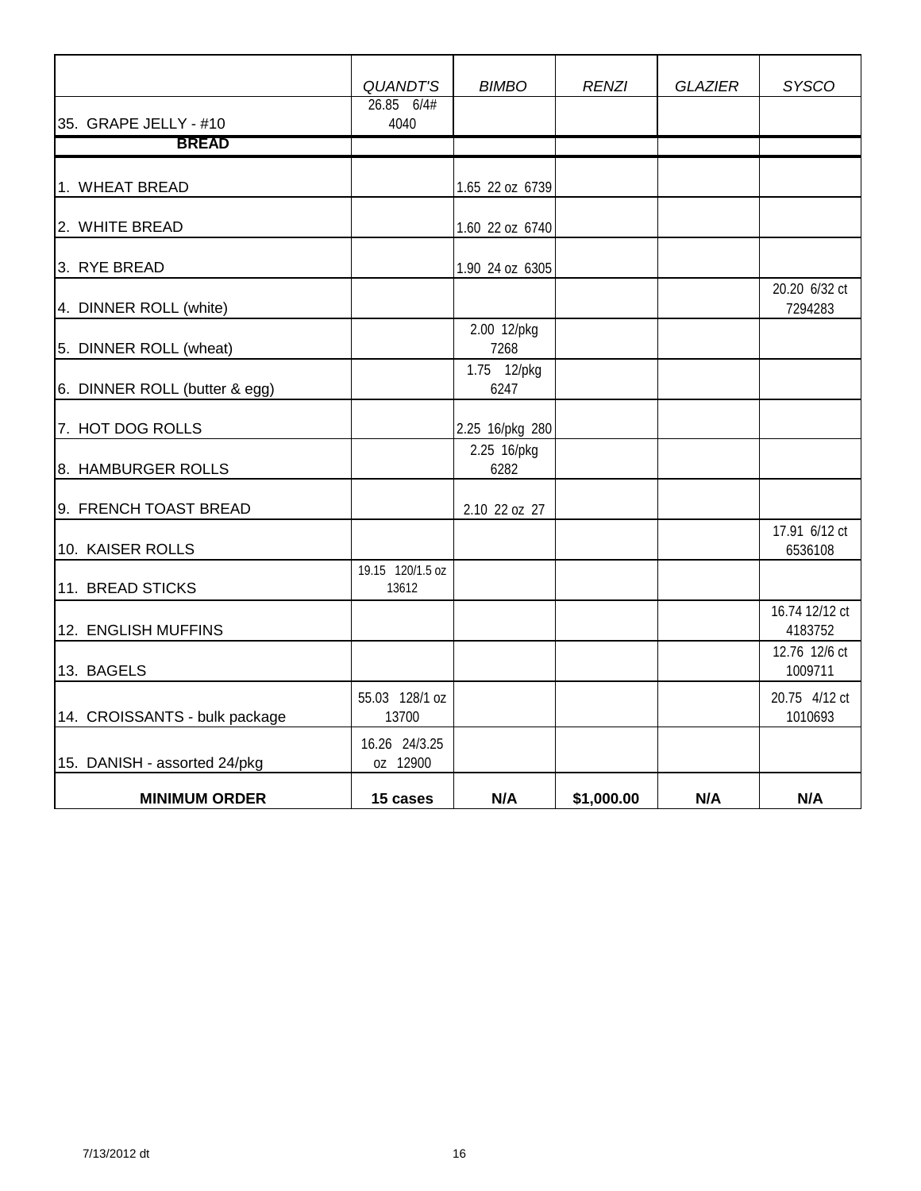| | QUANDT'S | BIMBO | RENZI | GLAZIER | SYSCO |
|---|---|---|---|---|---|
| 35. GRAPE JELLY - #10 | 26.85 6/4# 4040 | | | | |
| **BREAD** | | | | | |
| 1. WHEAT BREAD | | 1.65 22 oz 6739 | | | |
| 2. WHITE BREAD | | 1.60 22 oz 6740 | | | |
| 3. RYE BREAD | | 1.90 24 oz 6305 | | | |
| 4. DINNER ROLL (white) | | | | | 20.20 6/32 ct 7294283 |
| 5. DINNER ROLL (wheat) | | 2.00 12/pkg 7268 | | | |
| 6. DINNER ROLL (butter & egg) | | 1.75 12/pkg 6247 | | | |
| 7. HOT DOG ROLLS | | 2.25 16/pkg 280 | | | |
| 8. HAMBURGER ROLLS | | 2.25 16/pkg 6282 | | | |
| 9. FRENCH TOAST BREAD | | 2.10 22 oz 27 | | | |
| 10. KAISER ROLLS | | | | | 17.91 6/12 ct 6536108 |
| 11. BREAD STICKS | 19.15 120/1.5 oz 13612 | | | | |
| 12. ENGLISH MUFFINS | | | | | 16.74 12/12 ct 4183752 |
| 13. BAGELS | | | | | 12.76 12/6 ct 1009711 |
| 14. CROISSANTS - bulk package | 55.03 128/1 oz 13700 | | | | 20.75 4/12 ct 1010693 |
| 15. DANISH - assorted 24/pkg | 16.26 24/3.25 oz 12900 | | | | |
| **MINIMUM ORDER** | **15 cases** | **N/A** | **$1,000.00** | **N/A** | **N/A** |

7/13/2012 dt